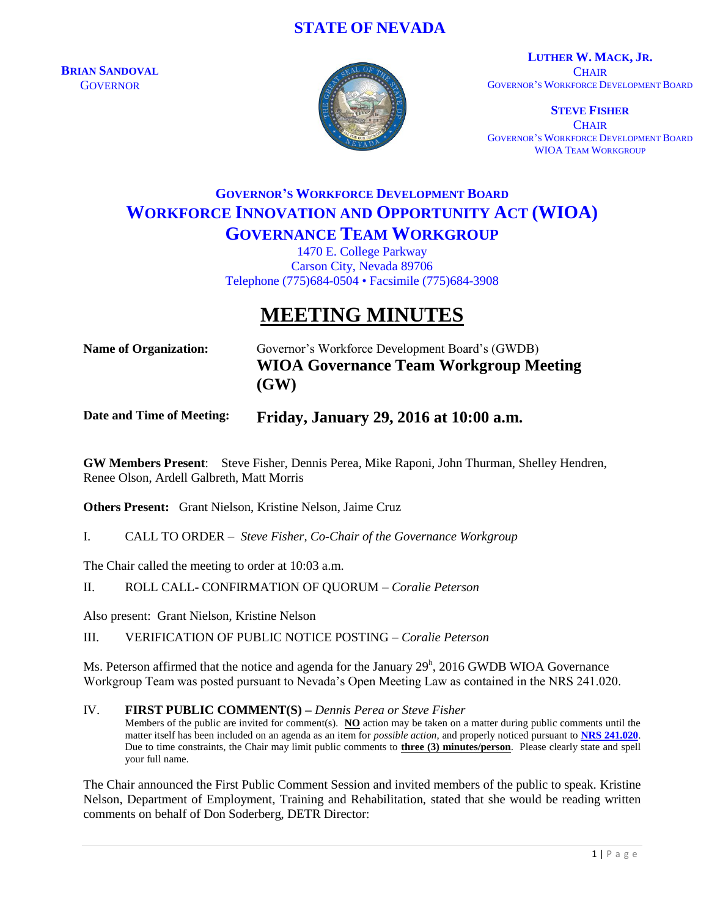# STATE OF NEVADA

**BRIAN SANDOVAL**
GOVERNOR

**LUTHER W. MACK, JR.**
CHAIR
GOVERNOR'S WORKFORCE DEVELOPMENT BOARD

**STEVE FISHER**
CHAIR
GOVERNOR'S WORKFORCE DEVELOPMENT BOARD
WIOA TEAM WORKGROUP

## GOVERNOR'S WORKFORCE DEVELOPMENT BOARD
## WORKFORCE INNOVATION AND OPPORTUNITY ACT (WIOA)
## GOVERNANCE TEAM WORKGROUP

1470 E. College Parkway
Carson City, Nevada 89706
Telephone (775)684-0504 • Facsimile (775)684-3908

# MEETING MINUTES

**Name of Organization:** Governor's Workforce Development Board's (GWDB) **WIOA Governance Team Workgroup Meeting (GW)**

**Date and Time of Meeting:** **Friday, January 29, 2016 at 10:00 a.m.**

**GW Members Present**: Steve Fisher, Dennis Perea, Mike Raponi, John Thurman, Shelley Hendren, Renee Olson, Ardell Galbreth, Matt Morris

**Others Present:** Grant Nielson, Kristine Nelson, Jaime Cruz

I. CALL TO ORDER – *Steve Fisher, Co-Chair of the Governance Workgroup*

The Chair called the meeting to order at 10:03 a.m.

II. ROLL CALL- CONFIRMATION OF QUORUM – *Coralie Peterson*

Also present: Grant Nielson, Kristine Nelson

III. VERIFICATION OF PUBLIC NOTICE POSTING – *Coralie Peterson*

Ms. Peterson affirmed that the notice and agenda for the January 29h, 2016 GWDB WIOA Governance Workgroup Team was posted pursuant to Nevada's Open Meeting Law as contained in the NRS 241.020.

IV. **FIRST PUBLIC COMMENT(S) –** *Dennis Perea or Steve Fisher*
Members of the public are invited for comment(s). **NO** action may be taken on a matter during public comments until the matter itself has been included on an agenda as an item for *possible action*, and properly noticed pursuant to **NRS 241.020**. Due to time constraints, the Chair may limit public comments to **three (3) minutes/person**. Please clearly state and spell your full name.

The Chair announced the First Public Comment Session and invited members of the public to speak. Kristine Nelson, Department of Employment, Training and Rehabilitation, stated that she would be reading written comments on behalf of Don Soderberg, DETR Director: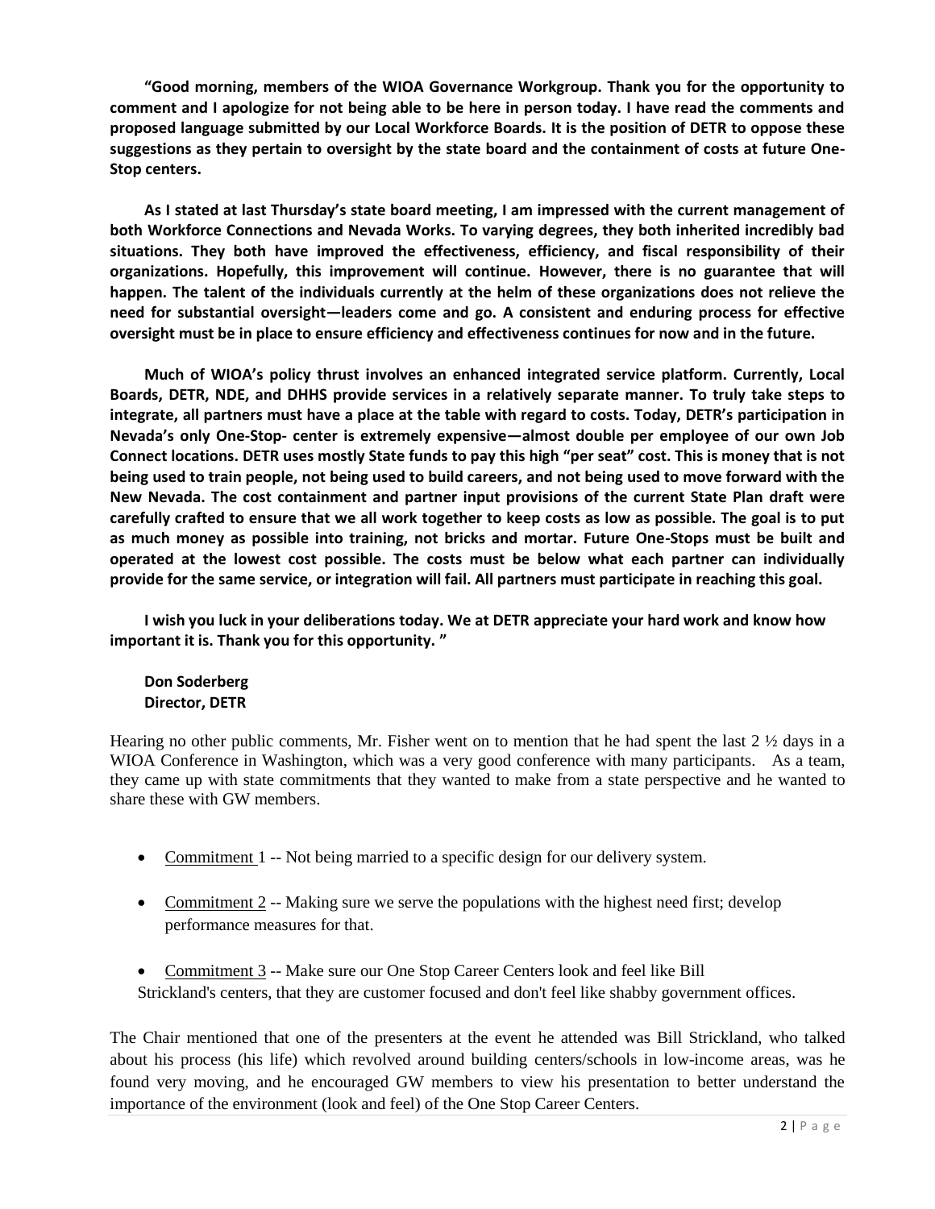**"Good morning, members of the WIOA Governance Workgroup. Thank you for the opportunity to comment and I apologize for not being able to be here in person today. I have read the comments and proposed language submitted by our Local Workforce Boards. It is the position of DETR to oppose these suggestions as they pertain to oversight by the state board and the containment of costs at future One-Stop centers.**

**As I stated at last Thursday's state board meeting, I am impressed with the current management of both Workforce Connections and Nevada Works. To varying degrees, they both inherited incredibly bad situations. They both have improved the effectiveness, efficiency, and fiscal responsibility of their organizations. Hopefully, this improvement will continue. However, there is no guarantee that will happen. The talent of the individuals currently at the helm of these organizations does not relieve the need for substantial oversight—leaders come and go. A consistent and enduring process for effective oversight must be in place to ensure efficiency and effectiveness continues for now and in the future.**

**Much of WIOA's policy thrust involves an enhanced integrated service platform. Currently, Local Boards, DETR, NDE, and DHHS provide services in a relatively separate manner. To truly take steps to integrate, all partners must have a place at the table with regard to costs. Today, DETR's participation in Nevada's only One-Stop- center is extremely expensive—almost double per employee of our own Job Connect locations. DETR uses mostly State funds to pay this high "per seat" cost. This is money that is not being used to train people, not being used to build careers, and not being used to move forward with the New Nevada. The cost containment and partner input provisions of the current State Plan draft were carefully crafted to ensure that we all work together to keep costs as low as possible. The goal is to put as much money as possible into training, not bricks and mortar. Future One-Stops must be built and operated at the lowest cost possible. The costs must be below what each partner can individually provide for the same service, or integration will fail. All partners must participate in reaching this goal.**

**I wish you luck in your deliberations today. We at DETR appreciate your hard work and know how important it is. Thank you for this opportunity. "**

**Don Soderberg**
**Director, DETR**

Hearing no other public comments, Mr. Fisher went on to mention that he had spent the last 2 ½ days in a WIOA Conference in Washington, which was a very good conference with many participants. As a team, they came up with state commitments that they wanted to make from a state perspective and he wanted to share these with GW members.

- Commitment 1 -- Not being married to a specific design for our delivery system.
- Commitment 2 -- Making sure we serve the populations with the highest need first; develop performance measures for that.
- Commitment 3 -- Make sure our One Stop Career Centers look and feel like Bill Strickland's centers, that they are customer focused and don't feel like shabby government offices.

The Chair mentioned that one of the presenters at the event he attended was Bill Strickland, who talked about his process (his life) which revolved around building centers/schools in low-income areas, was he found very moving, and he encouraged GW members to view his presentation to better understand the importance of the environment (look and feel) of the One Stop Career Centers.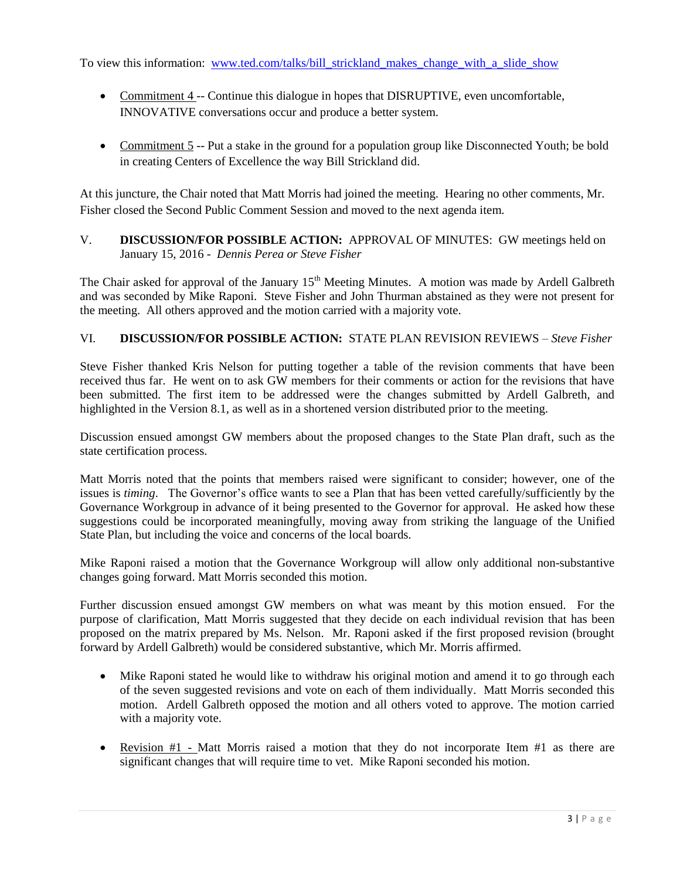To view this information: [www.ted.com/talks/bill_strickland_makes_change_with_a_slide_show](www.ted.com/talks/bill_strickland_makes_change_with_a_slide_show)

- Commitment 4 -- Continue this dialogue in hopes that DISRUPTIVE, even uncomfortable, INNOVATIVE conversations occur and produce a better system.

- Commitment 5 -- Put a stake in the ground for a population group like Disconnected Youth; be bold in creating Centers of Excellence the way Bill Strickland did.

At this juncture, the Chair noted that Matt Morris had joined the meeting. Hearing no other comments, Mr. Fisher closed the Second Public Comment Session and moved to the next agenda item.

V. **DISCUSSION/FOR POSSIBLE ACTION:** APPROVAL OF MINUTES: GW meetings held on January 15, 2016 - *Dennis Perea or Steve Fisher*

The Chair asked for approval of the January 15th Meeting Minutes. A motion was made by Ardell Galbreth and was seconded by Mike Raponi. Steve Fisher and John Thurman abstained as they were not present for the meeting. All others approved and the motion carried with a majority vote.

VI. **DISCUSSION/FOR POSSIBLE ACTION:** STATE PLAN REVISION REVIEWS – *Steve Fisher*

Steve Fisher thanked Kris Nelson for putting together a table of the revision comments that have been received thus far. He went on to ask GW members for their comments or action for the revisions that have been submitted. The first item to be addressed were the changes submitted by Ardell Galbreth, and highlighted in the Version 8.1, as well as in a shortened version distributed prior to the meeting.

Discussion ensued amongst GW members about the proposed changes to the State Plan draft, such as the state certification process.

Matt Morris noted that the points that members raised were significant to consider; however, one of the issues is *timing*. The Governor's office wants to see a Plan that has been vetted carefully/sufficiently by the Governance Workgroup in advance of it being presented to the Governor for approval. He asked how these suggestions could be incorporated meaningfully, moving away from striking the language of the Unified State Plan, but including the voice and concerns of the local boards.

Mike Raponi raised a motion that the Governance Workgroup will allow only additional non-substantive changes going forward. Matt Morris seconded this motion.

Further discussion ensued amongst GW members on what was meant by this motion ensued. For the purpose of clarification, Matt Morris suggested that they decide on each individual revision that has been proposed on the matrix prepared by Ms. Nelson. Mr. Raponi asked if the first proposed revision (brought forward by Ardell Galbreth) would be considered substantive, which Mr. Morris affirmed.

- Mike Raponi stated he would like to withdraw his original motion and amend it to go through each of the seven suggested revisions and vote on each of them individually. Matt Morris seconded this motion. Ardell Galbreth opposed the motion and all others voted to approve. The motion carried with a majority vote.

- Revision #1 - Matt Morris raised a motion that they do not incorporate Item #1 as there are significant changes that will require time to vet. Mike Raponi seconded his motion.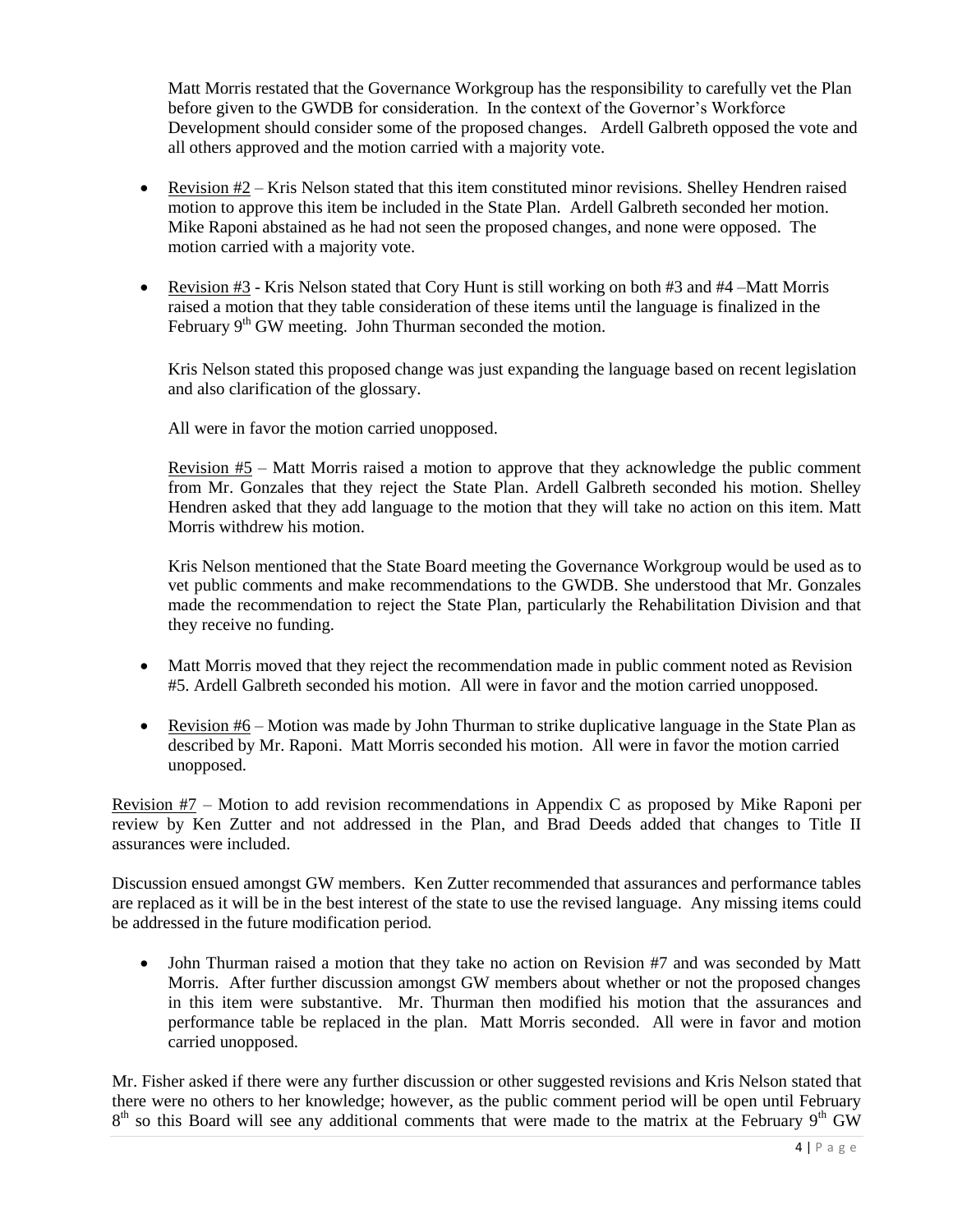Matt Morris restated that the Governance Workgroup has the responsibility to carefully vet the Plan before given to the GWDB for consideration. In the context of the Governor's Workforce Development should consider some of the proposed changes. Ardell Galbreth opposed the vote and all others approved and the motion carried with a majority vote.

- Revision #2 – Kris Nelson stated that this item constituted minor revisions. Shelley Hendren raised motion to approve this item be included in the State Plan. Ardell Galbreth seconded her motion. Mike Raponi abstained as he had not seen the proposed changes, and none were opposed. The motion carried with a majority vote.

- Revision #3 - Kris Nelson stated that Cory Hunt is still working on both #3 and #4 –Matt Morris raised a motion that they table consideration of these items until the language is finalized in the February 9th GW meeting. John Thurman seconded the motion.

  Kris Nelson stated this proposed change was just expanding the language based on recent legislation and also clarification of the glossary.

  All were in favor the motion carried unopposed.

  Revision #5 – Matt Morris raised a motion to approve that they acknowledge the public comment from Mr. Gonzales that they reject the State Plan. Ardell Galbreth seconded his motion. Shelley Hendren asked that they add language to the motion that they will take no action on this item. Matt Morris withdrew his motion.

  Kris Nelson mentioned that the State Board meeting the Governance Workgroup would be used as to vet public comments and make recommendations to the GWDB. She understood that Mr. Gonzales made the recommendation to reject the State Plan, particularly the Rehabilitation Division and that they receive no funding.

- Matt Morris moved that they reject the recommendation made in public comment noted as Revision #5. Ardell Galbreth seconded his motion. All were in favor and the motion carried unopposed.

- Revision #6 – Motion was made by John Thurman to strike duplicative language in the State Plan as described by Mr. Raponi. Matt Morris seconded his motion. All were in favor the motion carried unopposed.

Revision #7 – Motion to add revision recommendations in Appendix C as proposed by Mike Raponi per review by Ken Zutter and not addressed in the Plan, and Brad Deeds added that changes to Title II assurances were included.

Discussion ensued amongst GW members. Ken Zutter recommended that assurances and performance tables are replaced as it will be in the best interest of the state to use the revised language. Any missing items could be addressed in the future modification period.

- John Thurman raised a motion that they take no action on Revision #7 and was seconded by Matt Morris. After further discussion amongst GW members about whether or not the proposed changes in this item were substantive. Mr. Thurman then modified his motion that the assurances and performance table be replaced in the plan. Matt Morris seconded. All were in favor and motion carried unopposed.

Mr. Fisher asked if there were any further discussion or other suggested revisions and Kris Nelson stated that there were no others to her knowledge; however, as the public comment period will be open until February 8th so this Board will see any additional comments that were made to the matrix at the February 9th GW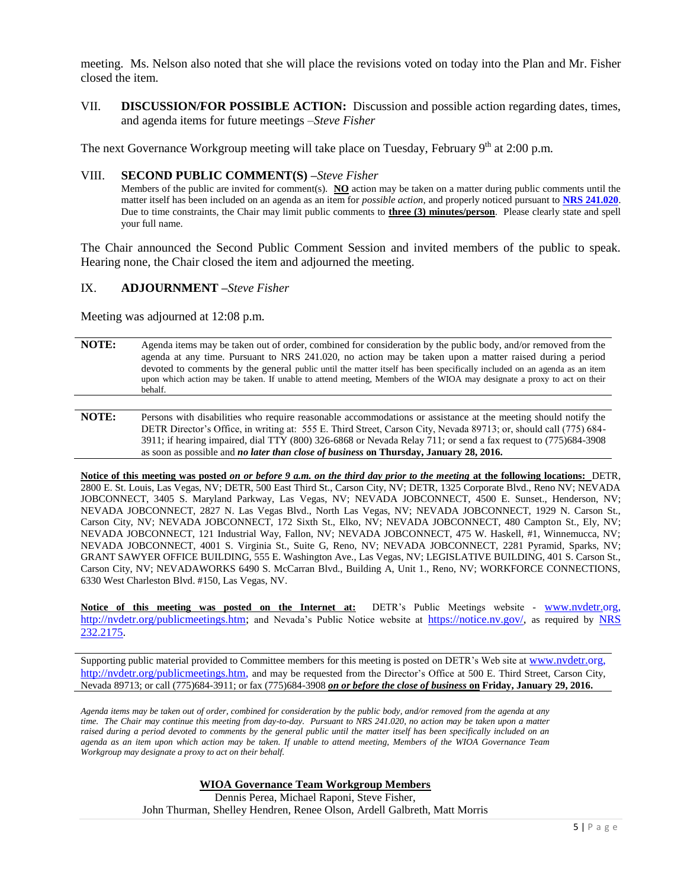meeting. Ms. Nelson also noted that she will place the revisions voted on today into the Plan and Mr. Fisher closed the item.

VII. **DISCUSSION/FOR POSSIBLE ACTION:** Discussion and possible action regarding dates, times, and agenda items for future meetings –*Steve Fisher*

The next Governance Workgroup meeting will take place on Tuesday, February 9th at 2:00 p.m.

VIII. **SECOND PUBLIC COMMENT(S)** –*Steve Fisher*

Members of the public are invited for comment(s). **NO** action may be taken on a matter during public comments until the matter itself has been included on an agenda as an item for *possible action*, and properly noticed pursuant to **NRS 241.020**. Due to time constraints, the Chair may limit public comments to **three (3) minutes/person**. Please clearly state and spell your full name.

The Chair announced the Second Public Comment Session and invited members of the public to speak. Hearing none, the Chair closed the item and adjourned the meeting.

IX. **ADJOURNMENT** –*Steve Fisher*

Meeting was adjourned at 12:08 p.m.

**NOTE:** Agenda items may be taken out of order, combined for consideration by the public body, and/or removed from the agenda at any time. Pursuant to NRS 241.020, no action may be taken upon a matter raised during a period devoted to comments by the general public until the matter itself has been specifically included on an agenda as an item upon which action may be taken. If unable to attend meeting, Members of the WIOA may designate a proxy to act on their behalf.

**NOTE:** Persons with disabilities who require reasonable accommodations or assistance at the meeting should notify the DETR Director's Office, in writing at: 555 E. Third Street, Carson City, Nevada 89713; or, should call (775) 684-3911; if hearing impaired, dial TTY (800) 326-6868 or Nevada Relay 711; or send a fax request to (775)684-3908 as soon as possible and ***no later than close of business*** **on Thursday, January 28, 2016.**

**Notice of this meeting was posted *on or before 9 a.m. on the third day prior to the meeting* at the following locations:** DETR, 2800 E. St. Louis, Las Vegas, NV; DETR, 500 East Third St., Carson City, NV; DETR, 1325 Corporate Blvd., Reno NV; NEVADA JOBCONNECT, 3405 S. Maryland Parkway, Las Vegas, NV; NEVADA JOBCONNECT, 4500 E. Sunset., Henderson, NV; NEVADA JOBCONNECT, 2827 N. Las Vegas Blvd., North Las Vegas, NV; NEVADA JOBCONNECT, 1929 N. Carson St., Carson City, NV; NEVADA JOBCONNECT, 172 Sixth St., Elko, NV; NEVADA JOBCONNECT, 480 Campton St., Ely, NV; NEVADA JOBCONNECT, 121 Industrial Way, Fallon, NV; NEVADA JOBCONNECT, 475 W. Haskell, #1, Winnemucca, NV; NEVADA JOBCONNECT, 4001 S. Virginia St., Suite G, Reno, NV; NEVADA JOBCONNECT, 2281 Pyramid, Sparks, NV; GRANT SAWYER OFFICE BUILDING, 555 E. Washington Ave., Las Vegas, NV; LEGISLATIVE BUILDING, 401 S. Carson St., Carson City, NV; NEVADAWORKS 6490 S. McCarran Blvd., Building A, Unit 1., Reno, NV; WORKFORCE CONNECTIONS, 6330 West Charleston Blvd. #150, Las Vegas, NV.

**Notice of this meeting was posted on the Internet at:** DETR's Public Meetings website - www.nvdetr.org, http://nvdetr.org/publicmeetings.htm; and Nevada's Public Notice website at https://notice.nv.gov/, as required by NRS 232.2175.

Supporting public material provided to Committee members for this meeting is posted on DETR's Web site at www.nvdetr.org, http://nvdetr.org/publicmeetings.htm, and may be requested from the Director's Office at 500 E. Third Street, Carson City, Nevada 89713; or call (775)684-3911; or fax (775)684-3908 ***on or before the close of business*** **on Friday, January 29, 2016.**

*Agenda items may be taken out of order, combined for consideration by the public body, and/or removed from the agenda at any time. The Chair may continue this meeting from day-to-day. Pursuant to NRS 241.020, no action may be taken upon a matter raised during a period devoted to comments by the general public until the matter itself has been specifically included on an agenda as an item upon which action may be taken. If unable to attend meeting, Members of the WIOA Governance Team Workgroup may designate a proxy to act on their behalf.*

**WIOA Governance Team Workgroup Members**

Dennis Perea, Michael Raponi, Steve Fisher,
John Thurman, Shelley Hendren, Renee Olson, Ardell Galbreth, Matt Morris